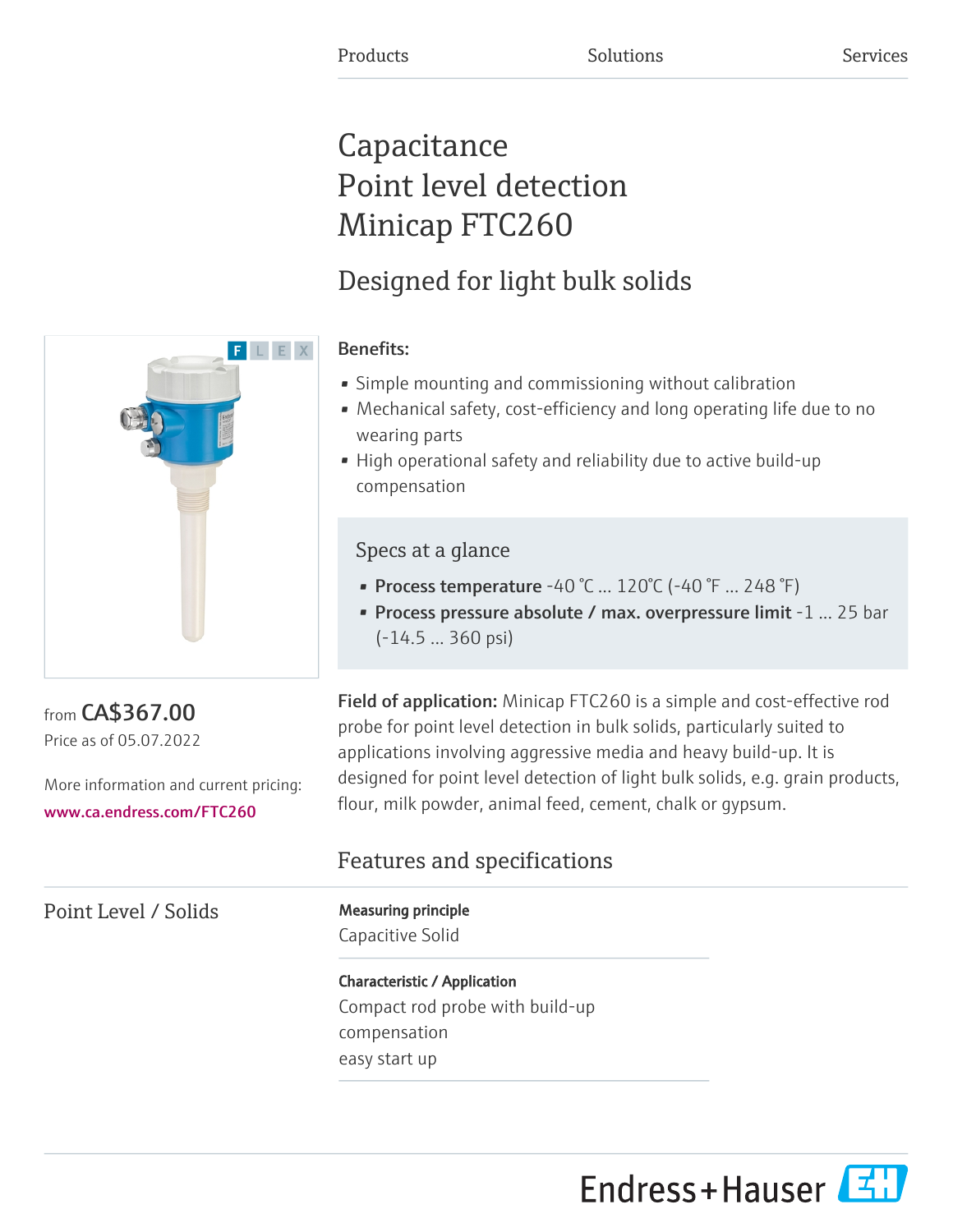Products Solutions Services

# Capacitance
# Point level detection
# Minicap FTC260

## Designed for light bulk solids

F L E X

from **CA$367.00**
Price as of 05.07.2022

More information and current pricing:
www.ca.endress.com/FTC260

**Benefits:**

- Simple mounting and commissioning without calibration
- Mechanical safety, cost-efficiency and long operating life due to no wearing parts
- High operational safety and reliability due to active build-up compensation

### Specs at a glance

- **Process temperature** -40 °C ... 120°C (-40 °F ... 248 °F)
- **Process pressure absolute / max. overpressure limit** -1 ... 25 bar (-14.5 ... 360 psi)

**Field of application:** Minicap FTC260 is a simple and cost-effective rod probe for point level detection in bulk solids, particularly suited to applications involving aggressive media and heavy build-up. It is designed for point level detection of light bulk solids, e.g. grain products, flour, milk powder, animal feed, cement, chalk or gypsum.

## Features and specifications

### Point Level / Solids

**Measuring principle**
Capacitive Solid

**Characteristic / Application**
Compact rod probe with build-up compensation
easy start up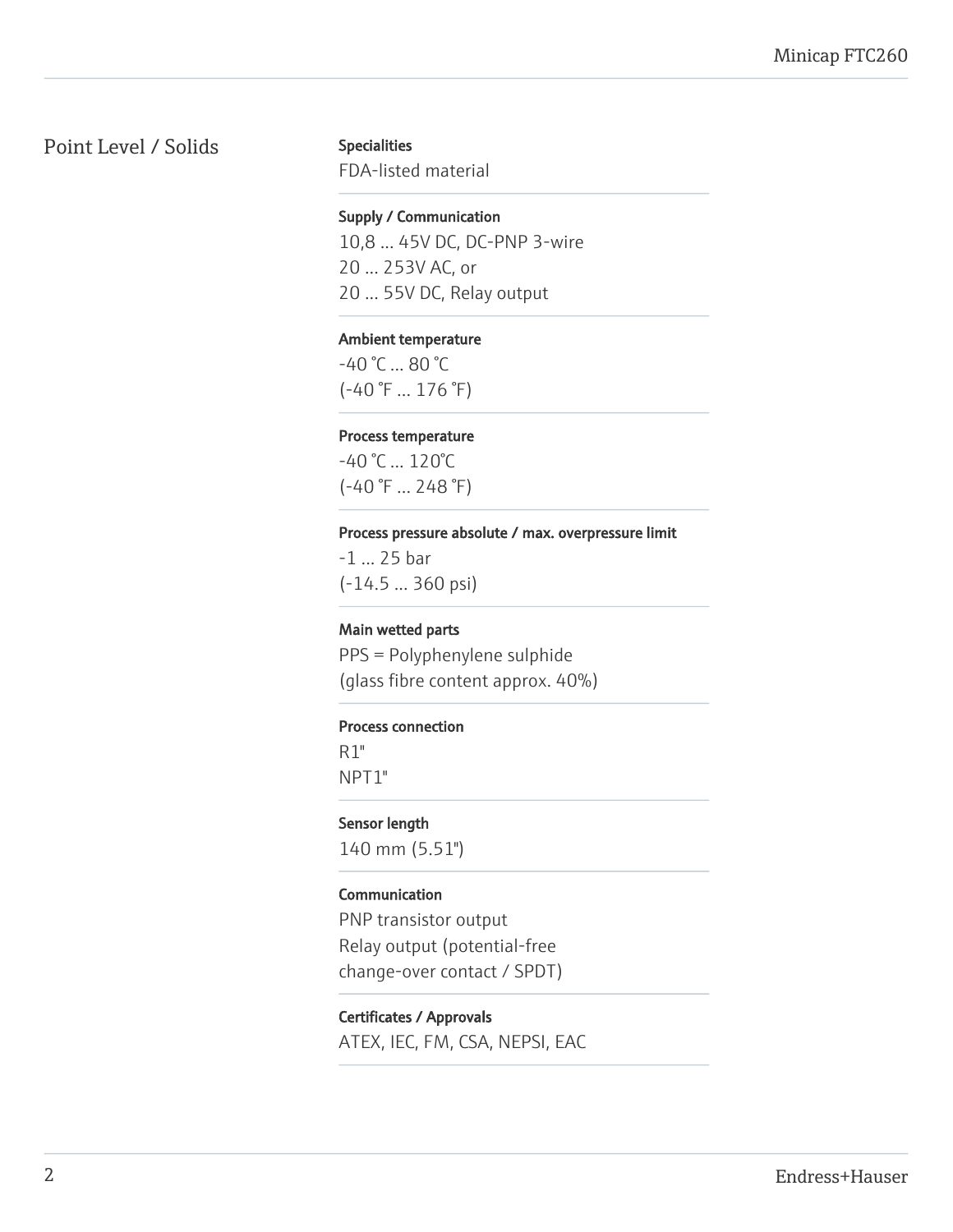## Point Level / Solids

**Specialities**

FDA-listed material

**Supply / Communication**

10,8 ... 45V DC, DC-PNP 3-wire
20 ... 253V AC, or
20 ... 55V DC, Relay output

**Ambient temperature**

-40 °C ... 80 °C
(-40 °F ... 176 °F)

**Process temperature**

-40 °C ... 120°C
(-40 °F ... 248 °F)

**Process pressure absolute / max. overpressure limit**

-1 ... 25 bar
(-14.5 ... 360 psi)

**Main wetted parts**

PPS = Polyphenylene sulphide
(glass fibre content approx. 40%)

**Process connection**

R1"
NPT1"

**Sensor length**

140 mm (5.51")

**Communication**

PNP transistor output
Relay output (potential-free
change-over contact / SPDT)

**Certificates / Approvals**

ATEX, IEC, FM, CSA, NEPSI, EAC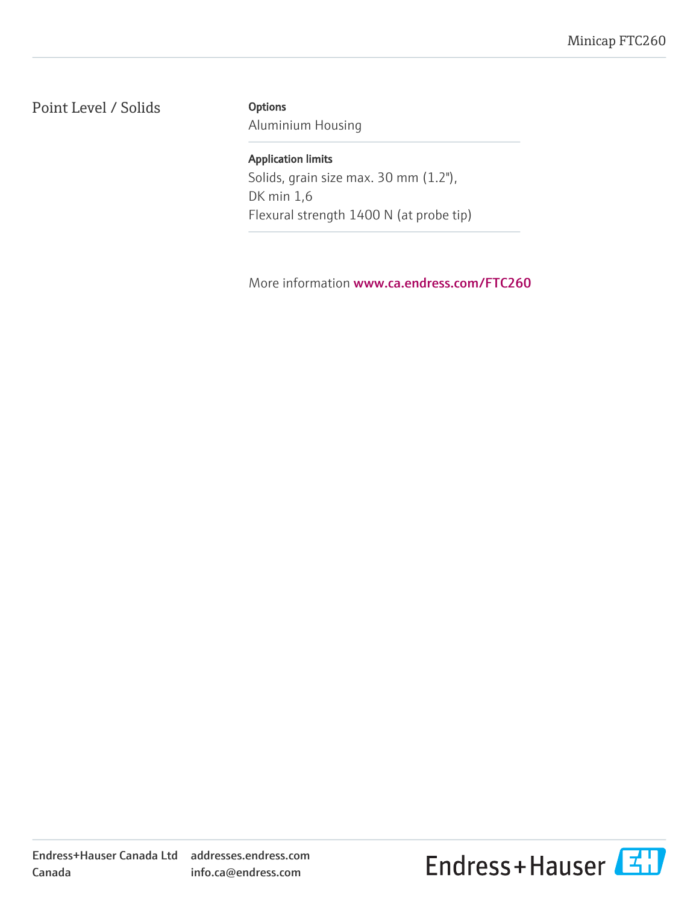Point Level / Solids

**Options**

Aluminium Housing

**Application limits**

Solids, grain size max. 30 mm (1.2"),
DK min 1,6
Flexural strength 1400 N (at probe tip)

More information **www.ca.endress.com/FTC260**

Endress+Hauser Canada Ltd
Canada

addresses.endress.com
info.ca@endress.com